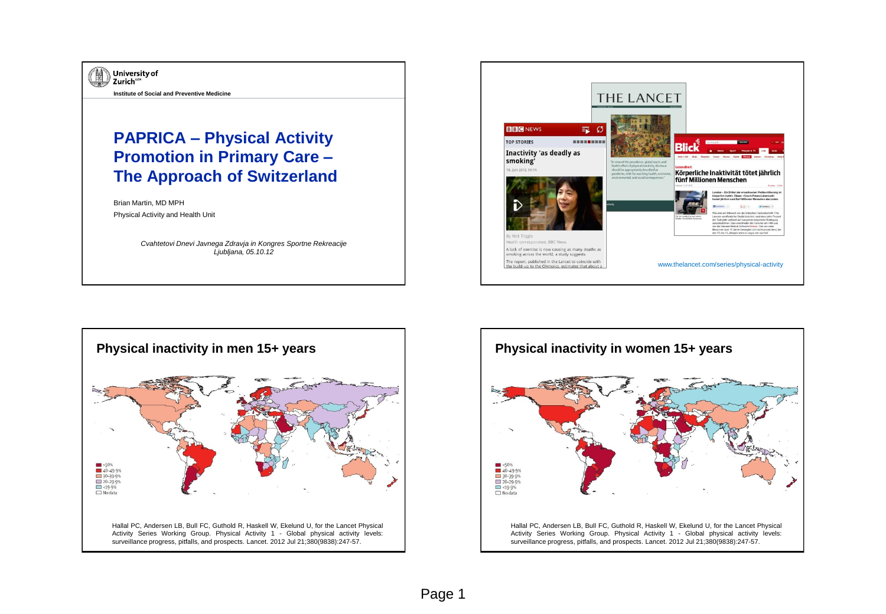University of Zurich[UZH]

Institute of Social and Preventive Medicine

# PAPRICA – Physical Activity Promotion in Primary Care – The Approach of Switzerland

Brian Martin, MD MPH

Physical Activity and Health Unit

*Cvahtetovi Dnevi Javnega Zdravja in Kongres Sportne Rekreacije*
*Ljubljana, 05.10.12*

---

www.thelancet.com/series/physical-activity

---

## Physical inactivity in men 15+ years

- >50%
- 40–49·9%
- 30–39·9%
- 20–29·9%
- <19·9%
- No data

Hallal PC, Andersen LB, Bull FC, Guthold R, Haskell W, Ekelund U, for the Lancet Physical Activity Series Working Group. Physical Activity 1 - Global physical activity levels: surveillance progress, pitfalls, and prospects. Lancet. 2012 Jul 21;380(9838):247-57.

---

## Physical inactivity in women 15+ years

- >50%
- 40–49·9%
- 30–39·9%
- 20–29·9%
- <19·9%
- No data

Hallal PC, Andersen LB, Bull FC, Guthold R, Haskell W, Ekelund U, for the Lancet Physical Activity Series Working Group. Physical Activity 1 - Global physical activity levels: surveillance progress, pitfalls, and prospects. Lancet. 2012 Jul 21;380(9838):247-57.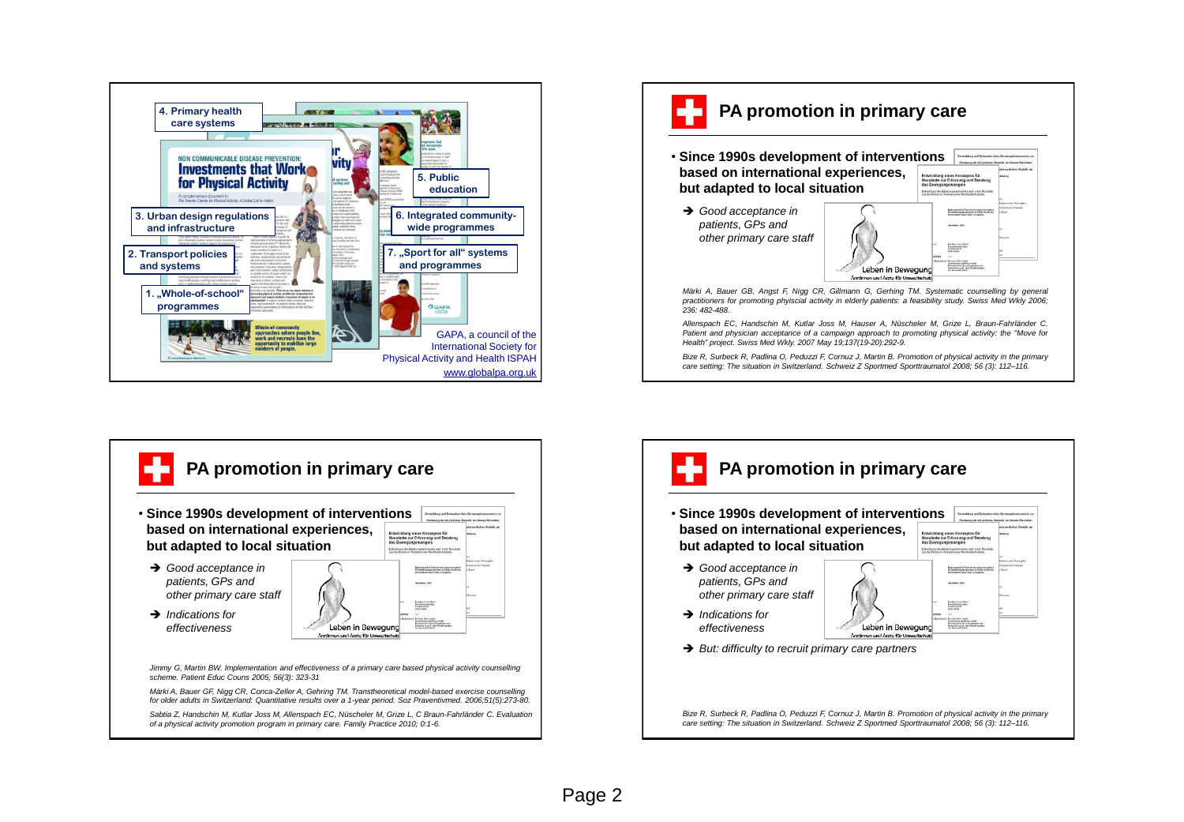4. Primary health care systems

5. Public education

3. Urban design regulations and infrastructure

6. Integrated community-wide programmes

2. Transport policies and systems

7. „Sport for all" systems and programmes

1. „Whole-of-school" programmes

NON COMMUNICABLE DISEASE PREVENTION: Investments that Work for Physical Activity

GAPA, a council of the International Society for Physical Activity and Health ISPAH

www.globalpa.org.uk

## PA promotion in primary care

- Since 1990s development of interventions based on international experiences, but adapted to local situation
  - ➔ *Good acceptance in patients, GPs and other primary care staff*

Leben in Bewegung

*Märki A, Bauer GB, Angst F, Nigg CR, Gillmann G, Gerhing TM. Systematic counselling by general practitioners for promoting phiysical activity in elderly patients: A feasibility study. Swiss Med Wkly 2006; 236: 482-488.*

*Allenspach EC, Handschin M, Kutlar Joss M, Hauser A, Nüscheler M, Grize L, Braun-Fahrländer C. Patient and physician acceptance of a campaign approach to promoting physical activity: the "Move for Health" project. Swiss Med Wkly. 2007 May 19;137(19-20):292-9.*

*Bize R, Surbeck R, Padlina O, Peduzzi F, Cornuz J, Martin B. Promotion of physical activity in the primary care setting: The situation in Switzerland. Schweiz Z Sportmed Sporttraumatol 2008; 56 (3): 112–116.*

## PA promotion in primary care

- Since 1990s development of interventions based on international experiences, but adapted to local situation
  - ➔ *Good acceptance in patients, GPs and other primary care staff*
  - ➔ *Indications for effectiveness*

Leben in Bewegung

*Jimmy G, Martin BW. Implementation and effectiveness of a primary care based physical activity counselling scheme. Patient Educ Couns 2005; 56(3): 323-31*

*Märki A, Bauer GF, Nigg CR, Conca-Zeller A, Gehring TM. Transtheoretical model-based exercise counselling for older adults in Switzerland: Quantitative results over a 1-year period. Soz Praventivmed. 2006;51(5):273-80.*

*Sabtia Z, Handschin M, Kutlar Joss M, Allenspach EC, Nüscheler M, Grize L, C Braun-Fahrländer C. Evaluation of a physical activity promotion program in primary care. Family Practice 2010; 0:1-6.*

## PA promotion in primary care

- Since 1990s development of interventions based on international experiences, but adapted to local situation
  - ➔ *Good acceptance in patients, GPs and other primary care staff*
  - ➔ *Indications for effectiveness*
  - ➔ *But: difficulty to recruit primary care partners*

Leben in Bewegung

*Bize R, Surbeck R, Padlina O, Peduzzi F, Cornuz J, Martin B. Promotion of physical activity in the primary care setting: The situation in Switzerland. Schweiz Z Sportmed Sporttraumatol 2008; 56 (3): 112–116.*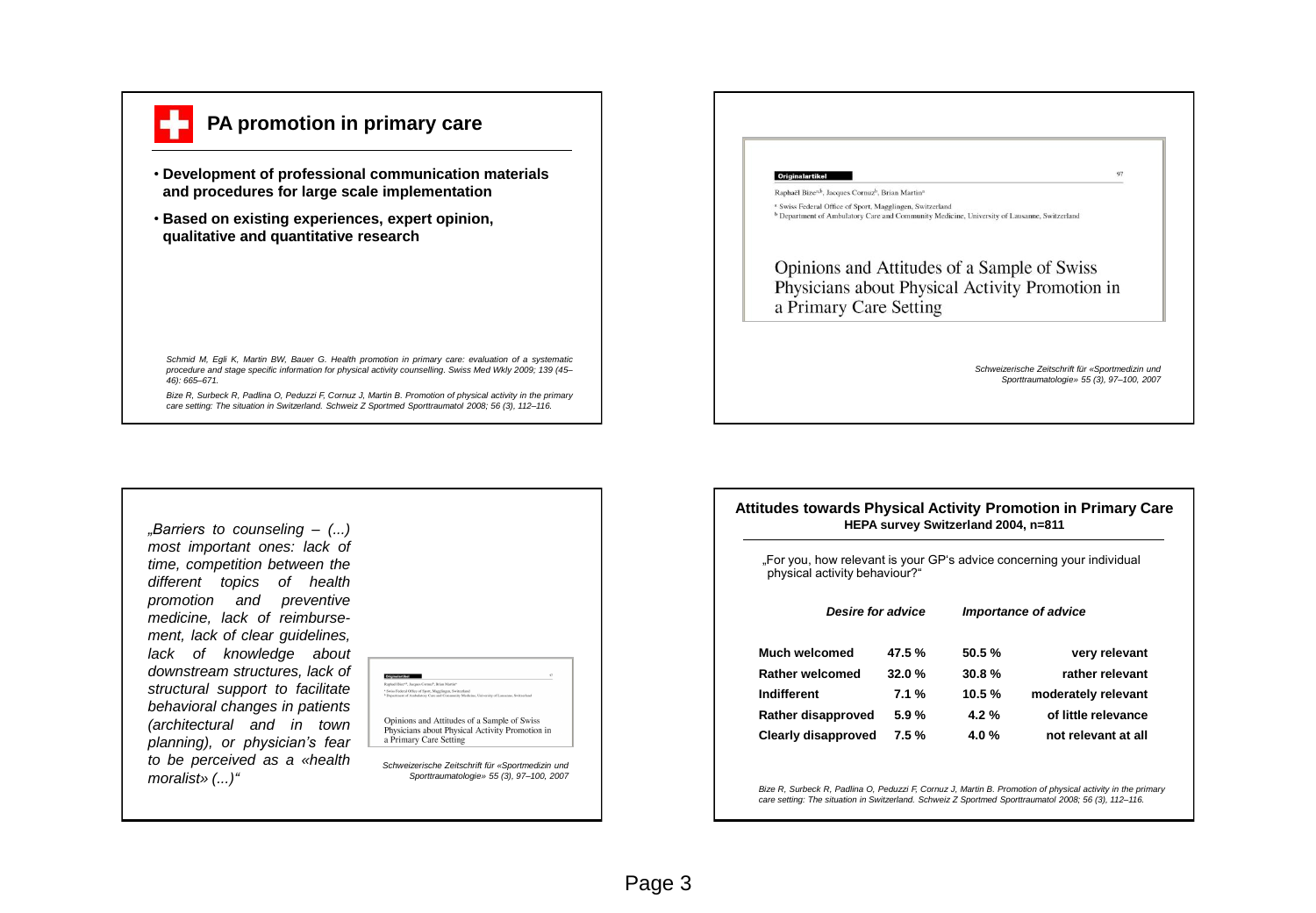## PA promotion in primary care

- **Development of professional communication materials and procedures for large scale implementation**
- **Based on existing experiences, expert opinion, qualitative and quantitative research**

*Schmid M, Egli K, Martin BW, Bauer G. Health promotion in primary care: evaluation of a systematic procedure and stage specific information for physical activity counselling. Swiss Med Wkly 2009; 139 (45–46): 665–671.*

*Bize R, Surbeck R, Padlina O, Peduzzi F, Cornuz J, Martin B. Promotion of physical activity in the primary care setting: The situation in Switzerland. Schweiz Z Sportmed Sporttraumatol 2008; 56 (3), 112–116.*

---

Originalartikel

Raphaël Bize[a,b], Jacques Cornuz[b], Brian Martin[a]

[a] Swiss Federal Office of Sport, Magglingen, Switzerland
[b] Department of Ambulatory Care and Community Medicine, University of Lausanne, Switzerland

Opinions and Attitudes of a Sample of Swiss Physicians about Physical Activity Promotion in a Primary Care Setting

*Schweizerische Zeitschrift für «Sportmedizin und Sporttraumatologie» 55 (3), 97–100, 2007*

---

*„Barriers to counseling – (...) most important ones: lack of time, competition between the different topics of health promotion and preventive medicine, lack of reimbursement, lack of clear guidelines, lack of knowledge about downstream structures, lack of structural support to facilitate behavioral changes in patients (architectural and in town planning), or physician's fear to be perceived as a «health moralist» (...)"*

Opinions and Attitudes of a Sample of Swiss Physicians about Physical Activity Promotion in a Primary Care Setting

*Schweizerische Zeitschrift für «Sportmedizin und Sporttraumatologie» 55 (3), 97–100, 2007*

---

### Attitudes towards Physical Activity Promotion in Primary Care
**HEPA survey Switzerland 2004, n=811**

„For you, how relevant is your GP's advice concerning your individual physical activity behaviour?"

| *Desire for advice* | | | *Importance of advice* |
|---|---|---|---|
| **Much welcomed** | **47.5 %** | **50.5 %** | **very relevant** |
| **Rather welcomed** | **32.0 %** | **30.8 %** | **rather relevant** |
| **Indifferent** | **7.1 %** | **10.5 %** | **moderately relevant** |
| **Rather disapproved** | **5.9 %** | **4.2 %** | **of little relevance** |
| **Clearly disapproved** | **7.5 %** | **4.0 %** | **not relevant at all** |

*Bize R, Surbeck R, Padlina O, Peduzzi F, Cornuz J, Martin B. Promotion of physical activity in the primary care setting: The situation in Switzerland. Schweiz Z Sportmed Sporttraumatol 2008; 56 (3), 112–116.*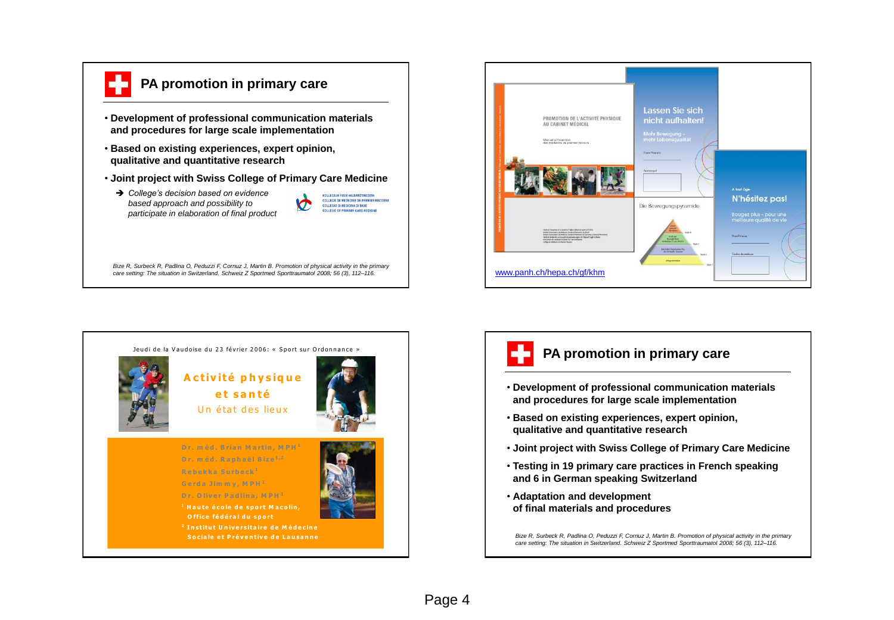## PA promotion in primary care

- Development of professional communication materials and procedures for large scale implementation
- Based on existing experiences, expert opinion, qualitative and quantitative research
- Joint project with Swiss College of Primary Care Medicine
  - ➔ *College's decision based on evidence based approach and possibility to participate in elaboration of final product*

KOLLEGIUM FUER HAUSARZTMEDIZIN
COLLEGE DE MEDECINE DE PREMIER RECOURS
COLLEGIO DI MEDICINA DI BASE
COLLEGE OF PRIMARY CARE MEDICINE

*Bize R, Surbeck R, Padlina O, Peduzzi F, Cornuz J, Martin B. Promotion of physical activity in the primary care setting: The situation in Switzerland. Schweiz Z Sportmed Sporttraumatol 2008; 56 (3), 112–116.*

---

PROMOTION DE L'ACTIVITÉ PHYSIQUE AU CABINET MÉDICAL

Lassen Sie sich nicht aufhalten!

Mehr Bewegung – mehr Lebensqualität

Die Bewegungspyramide

A tout âge

N'hésitez pas!

Bougez plus – pour une meilleure qualité de vie

www.panh.ch/hepa.ch/gf/khm

---

Jeudi de la Vaudoise du 23 février 2006: « Sport sur Ordonnance »

**Activité physique et santé**

Un état des lieux

Dr. méd. Brian Martin, MPH[1]
Dr. méd. Raphaël Bize[1,2]
Rebekka Surbeck[1]
Gerda Jimmy, MPH[1]
Dr. Oliver Padlina, MPH[1]

[1] Haute école de sport Macolin, Office fédéral du sport
[2] Institut Universitaire de Médecine Sociale et Préventive de Lausanne

---

## PA promotion in primary care

- Development of professional communication materials and procedures for large scale implementation
- Based on existing experiences, expert opinion, qualitative and quantitative research
- Joint project with Swiss College of Primary Care Medicine
- Testing in 19 primary care practices in French speaking and 6 in German speaking Switzerland
- Adaptation and development of final materials and procedures

*Bize R, Surbeck R, Padlina O, Peduzzi F, Cornuz J, Martin B. Promotion of physical activity in the primary care setting: The situation in Switzerland. Schweiz Z Sportmed Sporttraumatol 2008; 56 (3), 112–116.*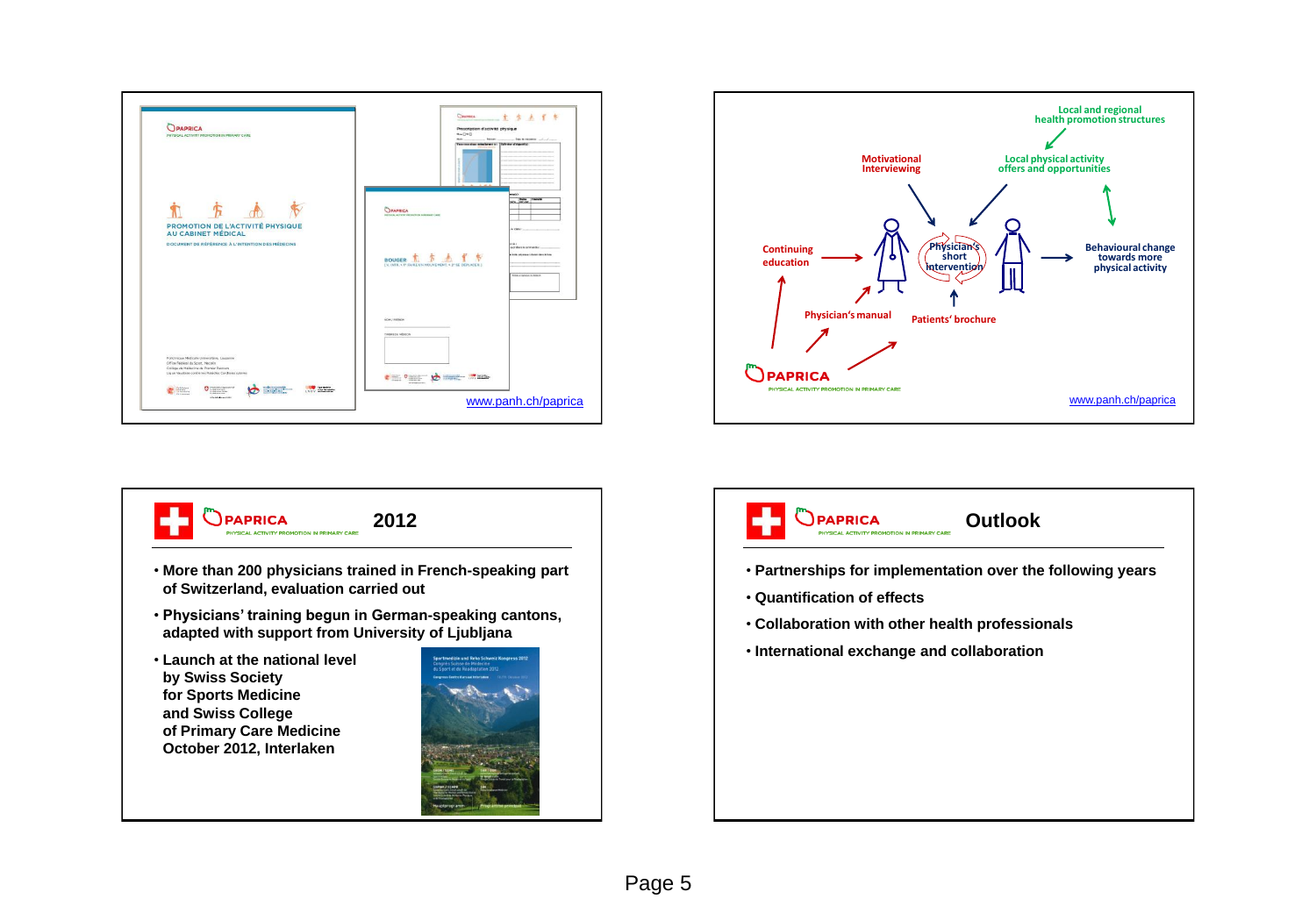PAPRICA
PHYSICAL ACTIVITY PROMOTION IN PRIMARY CARE

PROMOTION DE L'ACTIVITÉ PHYSIQUE AU CABINET MÉDICAL

DOCUMENT DE RÉFÉRENCE À L'INTENTION DES MÉDECINS

BOUGER

Prescription d'activité physique

www.panh.ch/paprica

---

Local and regional health promotion structures

Motivational Interviewing

Local physical activity offers and opportunities

Continuing education

Physician's short intervention

Behavioural change towards more physical activity

Physician's manual

Patients' brochure

PAPRICA
PHYSICAL ACTIVITY PROMOTION IN PRIMARY CARE

www.panh.ch/paprica

---

## PAPRICA 2012

PHYSICAL ACTIVITY PROMOTION IN PRIMARY CARE

- More than 200 physicians trained in French-speaking part of Switzerland, evaluation carried out
- Physicians' training begun in German-speaking cantons, adapted with support from University of Ljubljana
- Launch at the national level by Swiss Society for Sports Medicine and Swiss College of Primary Care Medicine October 2012, Interlaken

---

## PAPRICA Outlook

PHYSICAL ACTIVITY PROMOTION IN PRIMARY CARE

- Partnerships for implementation over the following years
- Quantification of effects
- Collaboration with other health professionals
- International exchange and collaboration